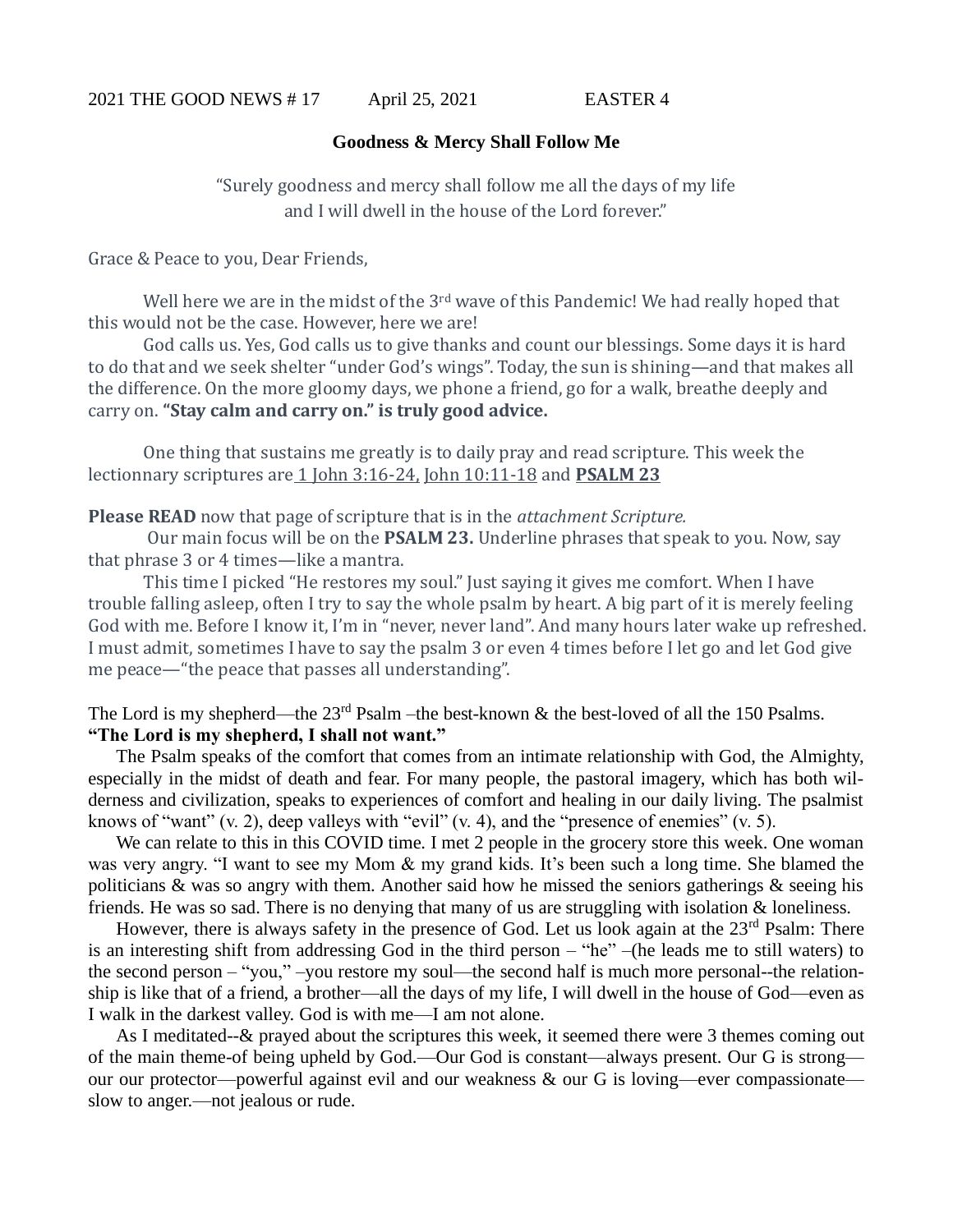2021 THE GOOD NEWS # 17 April 25, 2021 EASTER 4

**Goodness & Mercy Shall Follow Me**

"Surely goodness and mercy shall follow me all the days of my life
and I will dwell in the house of the Lord forever."

Grace & Peace to you, Dear Friends,

Well here we are in the midst of the 3rd wave of this Pandemic! We had really hoped that this would not be the case. However, here we are!

God calls us. Yes, God calls us to give thanks and count our blessings. Some days it is hard to do that and we seek shelter "under God's wings". Today, the sun is shining—and that makes all the difference. On the more gloomy days, we phone a friend, go for a walk, breathe deeply and carry on. **"Stay calm and carry on." is truly good advice.**

One thing that sustains me greatly is to daily pray and read scripture. This week the lectionnary scriptures are 1 John 3:16-24, John 10:11-18 and **PSALM 23**

**Please READ** now that page of scripture that is in the *attachment Scripture.*

Our main focus will be on the **PSALM 23.** Underline phrases that speak to you. Now, say that phrase 3 or 4 times—like a mantra.

This time I picked "He restores my soul." Just saying it gives me comfort. When I have trouble falling asleep, often I try to say the whole psalm by heart. A big part of it is merely feeling God with me. Before I know it, I'm in "never, never land". And many hours later wake up refreshed. I must admit, sometimes I have to say the psalm 3 or even 4 times before I let go and let God give me peace—"the peace that passes all understanding".

The Lord is my shepherd—the 23rd Psalm –the best-known & the best-loved of all the 150 Psalms.
**"The Lord is my shepherd, I shall not want."**

The Psalm speaks of the comfort that comes from an intimate relationship with God, the Almighty, especially in the midst of death and fear. For many people, the pastoral imagery, which has both wilderness and civilization, speaks to experiences of comfort and healing in our daily living. The psalmist knows of "want" (v. 2), deep valleys with "evil" (v. 4), and the "presence of enemies" (v. 5).

We can relate to this in this COVID time. I met 2 people in the grocery store this week. One woman was very angry. "I want to see my Mom & my grand kids. It's been such a long time. She blamed the politicians & was so angry with them. Another said how he missed the seniors gatherings & seeing his friends. He was so sad. There is no denying that many of us are struggling with isolation & loneliness.

However, there is always safety in the presence of God. Let us look again at the 23rd Psalm: There is an interesting shift from addressing God in the third person – "he" –(he leads me to still waters) to the second person – "you," –you restore my soul—the second half is much more personal--the relationship is like that of a friend, a brother—all the days of my life, I will dwell in the house of God—even as I walk in the darkest valley. God is with me—I am not alone.

As I meditated--& prayed about the scriptures this week, it seemed there were 3 themes coming out of the main theme-of being upheld by God.—Our God is constant—always present. Our G is strong—our our protector—powerful against evil and our weakness & our G is loving—ever compassionate—slow to anger.—not jealous or rude.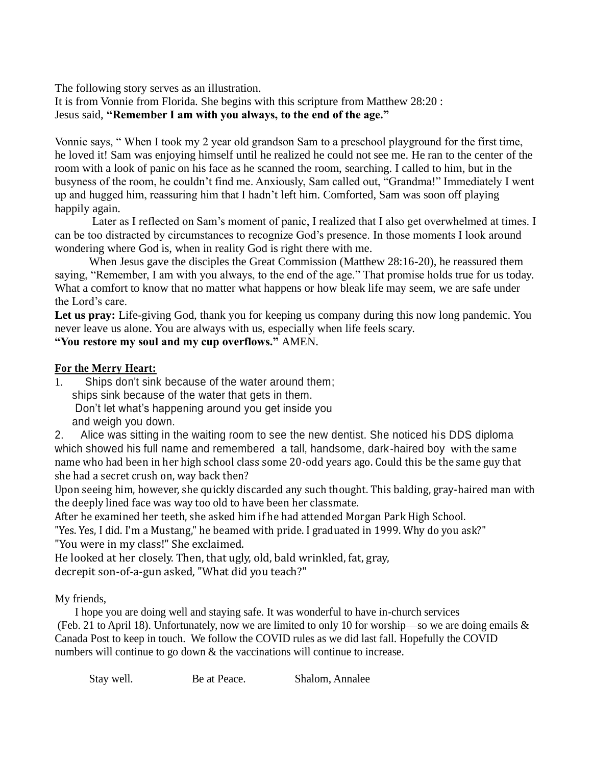The following story serves as an illustration.
It is from Vonnie from Florida. She begins with this scripture from Matthew 28:20 :
Jesus said, **"Remember I am with you always, to the end of the age."**

Vonnie says, " When I took my 2 year old grandson Sam to a preschool playground for the first time, he loved it! Sam was enjoying himself until he realized he could not see me. He ran to the center of the room with a look of panic on his face as he scanned the room, searching. I called to him, but in the busyness of the room, he couldn't find me. Anxiously, Sam called out, "Grandma!" Immediately I went up and hugged him, reassuring him that I hadn't left him. Comforted, Sam was soon off playing happily again.

Later as I reflected on Sam's moment of panic, I realized that I also get overwhelmed at times. I can be too distracted by circumstances to recognize God's presence. In those moments I look around wondering where God is, when in reality God is right there with me.

When Jesus gave the disciples the Great Commission (Matthew 28:16-20), he reassured them saying, "Remember, I am with you always, to the end of the age." That promise holds true for us today. What a comfort to know that no matter what happens or how bleak life may seem, we are safe under the Lord's care.

**Let us pray:** Life-giving God, thank you for keeping us company during this now long pandemic. You never leave us alone. You are always with us, especially when life feels scary.
**"You restore my soul and my cup overflows."** AMEN.

**<u>For the Merry Heart:</u>**

1. Ships don't sink because of the water around them;
   ships sink because of the water that gets in them.
   Don't let what's happening around you get inside you
   and weigh you down.
2. Alice was sitting in the waiting room to see the new dentist. She noticed his DDS diploma which showed his full name and remembered a tall, handsome, dark-haired boy with the same name who had been in her high school class some 20-odd years ago. Could this be the same guy that she had a secret crush on, way back then?

Upon seeing him, however, she quickly discarded any such thought. This balding, gray-haired man with the deeply lined face was way too old to have been her classmate.
After he examined her teeth, she asked him if he had attended Morgan Park High School.
"Yes. Yes, I did. I'm a Mustang," he beamed with pride. I graduated in 1999. Why do you ask?"
"You were in my class!" She exclaimed.
He looked at her closely. Then, that ugly, old, bald wrinkled, fat, gray,
decrepit son-of-a-gun asked, "What did you teach?"

My friends,

I hope you are doing well and staying safe. It was wonderful to have in-church services (Feb. 21 to April 18). Unfortunately, now we are limited to only 10 for worship—so we are doing emails & Canada Post to keep in touch. We follow the COVID rules as we did last fall. Hopefully the COVID numbers will continue to go down & the vaccinations will continue to increase.

Stay well. Be at Peace. Shalom, Annalee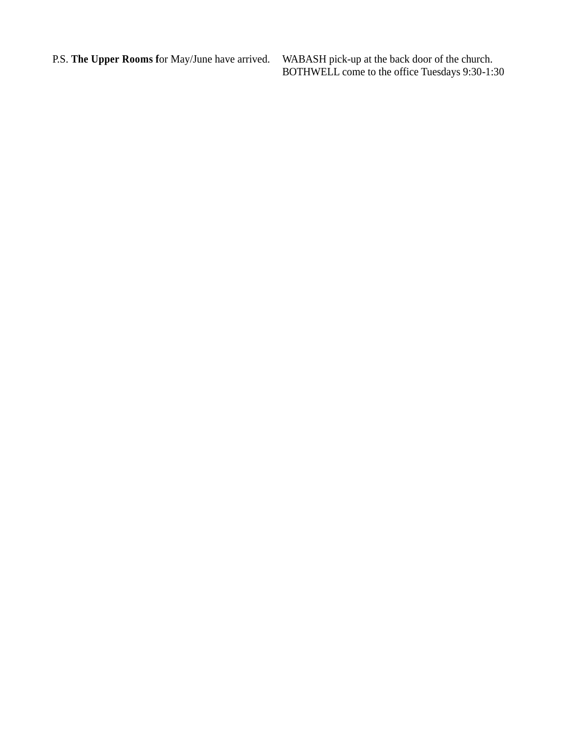P.S. **The Upper Rooms f**or May/June have arrived.

WABASH pick-up at the back door of the church.
BOTHWELL come to the office Tuesdays 9:30-1:30